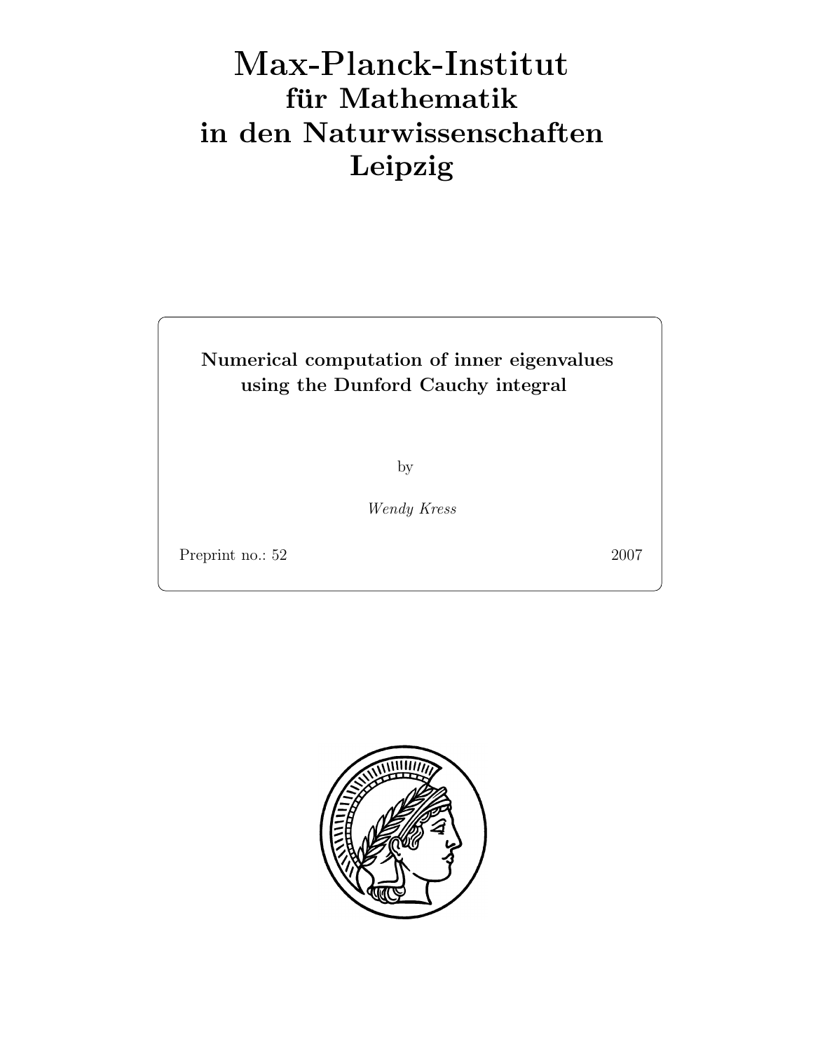# Max-Planck-Institut für Mathematik in den Naturwissenschaften Leipzig

**Numerical computation of inner eigenvalues using the Dunford Cauchy integral**

by

*Wendy Kress*

Preprint no.: 52 2007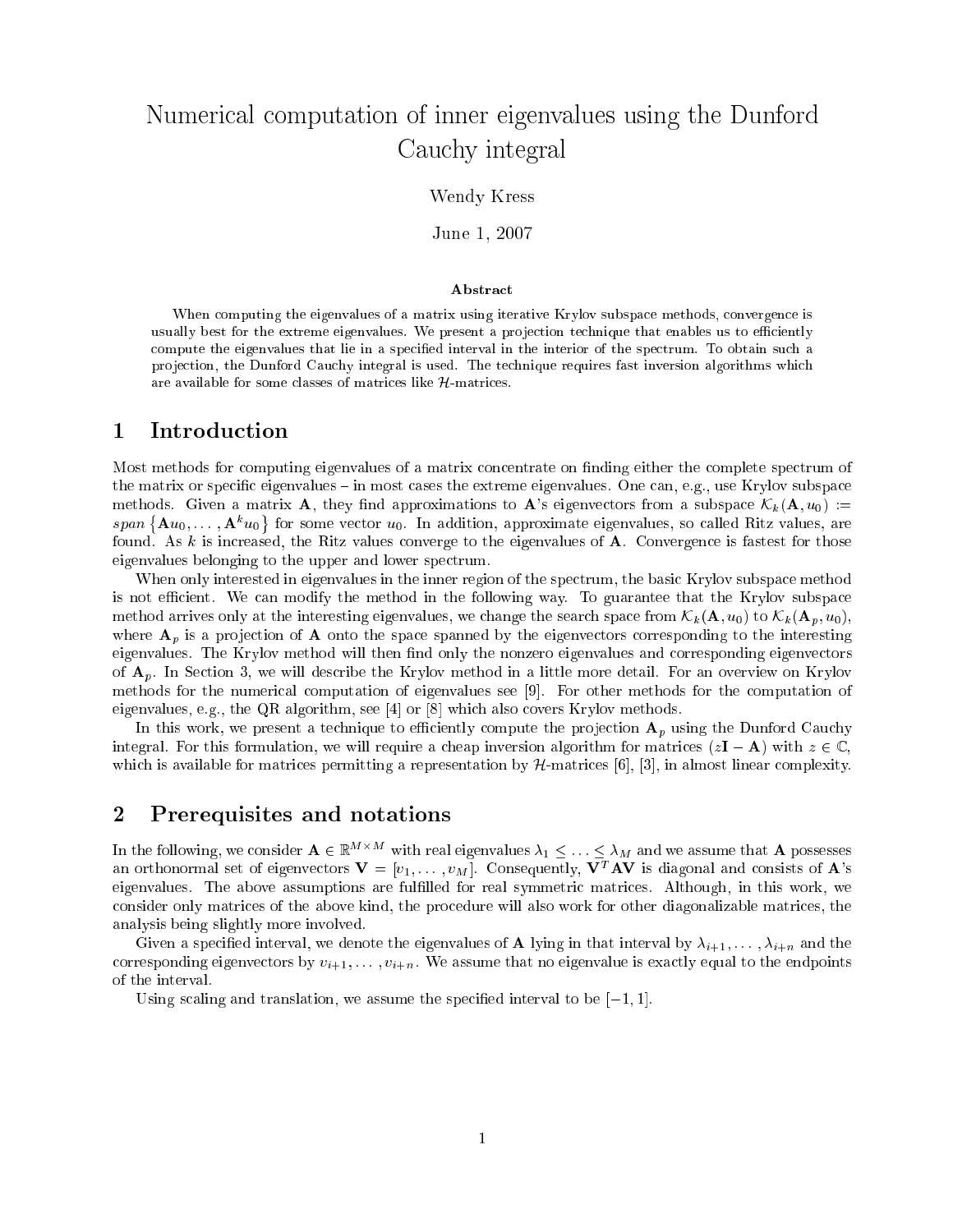# Numerical computation of inner eigenvalues using the Dunford Cauchy integral

Wendy Kress

June 1, 2007

**Abstract**

When computing the eigenvalues of a matrix using iterative Krylov subspace methods, convergence is usually best for the extreme eigenvalues. We present a projection technique that enables us to efficiently compute the eigenvalues that lie in a specified interval in the interior of the spectrum. To obtain such a projection, the Dunford Cauchy integral is used. The technique requires fast inversion algorithms which are available for some classes of matrices like $\mathcal{H}$-matrices.

## 1 Introduction

Most methods for computing eigenvalues of a matrix concentrate on finding either the complete spectrum of the matrix or specific eigenvalues – in most cases the extreme eigenvalues. One can, e.g., use Krylov subspace methods. Given a matrix $\mathbf{A}$, they find approximations to $\mathbf{A}$'s eigenvectors from a subspace $\mathcal{K}_k(\mathbf{A}, u_0) := span\left\{\mathbf{A}u_0, \ldots, \mathbf{A}^k u_0\right\}$ for some vector $u_0$. In addition, approximate eigenvalues, so called Ritz values, are found. As $k$ is increased, the Ritz values converge to the eigenvalues of $\mathbf{A}$. Convergence is fastest for those eigenvalues belonging to the upper and lower spectrum.

When only interested in eigenvalues in the inner region of the spectrum, the basic Krylov subspace method is not efficient. We can modify the method in the following way. To guarantee that the Krylov subspace method arrives only at the interesting eigenvalues, we change the search space from $\mathcal{K}_k(\mathbf{A}, u_0)$ to $\mathcal{K}_k(\mathbf{A}_p, u_0)$, where $\mathbf{A}_p$ is a projection of $\mathbf{A}$ onto the space spanned by the eigenvectors corresponding to the interesting eigenvalues. The Krylov method will then find only the nonzero eigenvalues and corresponding eigenvectors of $\mathbf{A}_p$. In Section 3, we will describe the Krylov method in a little more detail. For an overview on Krylov methods for the numerical computation of eigenvalues see [9]. For other methods for the computation of eigenvalues, e.g., the QR algorithm, see [4] or [8] which also covers Krylov methods.

In this work, we present a technique to efficiently compute the projection $\mathbf{A}_p$ using the Dunford Cauchy integral. For this formulation, we will require a cheap inversion algorithm for matrices $(z\mathbf{I} - \mathbf{A})$ with $z \in \mathbb{C}$, which is available for matrices permitting a representation by $\mathcal{H}$-matrices [6], [3], in almost linear complexity.

## 2 Prerequisites and notations

In the following, we consider $\mathbf{A} \in \mathbb{R}^{M \times M}$ with real eigenvalues $\lambda_1 \leq \ldots \leq \lambda_M$ and we assume that $\mathbf{A}$ possesses an orthonormal set of eigenvectors $\mathbf{V} = [v_1, \ldots, v_M]$. Consequently, $\mathbf{V}^T\mathbf{A}\mathbf{V}$ is diagonal and consists of $\mathbf{A}$'s eigenvalues. The above assumptions are fulfilled for real symmetric matrices. Although, in this work, we consider only matrices of the above kind, the procedure will also work for other diagonalizable matrices, the analysis being slightly more involved.

Given a specified interval, we denote the eigenvalues of $\mathbf{A}$ lying in that interval by $\lambda_{i+1}, \ldots, \lambda_{i+n}$ and the corresponding eigenvectors by $v_{i+1}, \ldots, v_{i+n}$. We assume that no eigenvalue is exactly equal to the endpoints of the interval.

Using scaling and translation, we assume the specified interval to be $[-1, 1]$.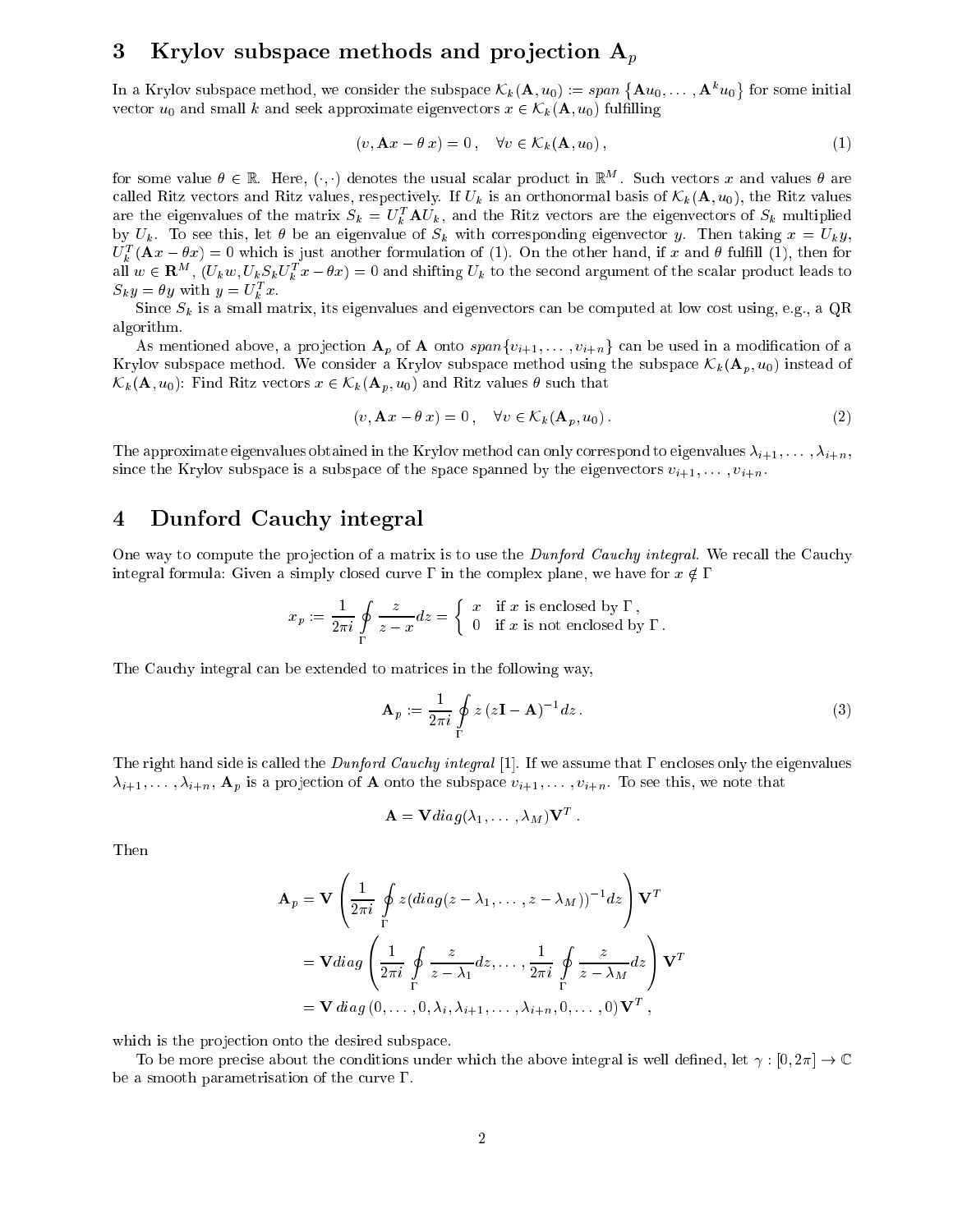## 3 Krylov subspace methods and projection $\mathbf{A}_p$

In a Krylov subspace method, we consider the subspace $\mathcal{K}_k(\mathbf{A}, u_0) := span\left\{\mathbf{A}u_0, \ldots, \mathbf{A}^k u_0\right\}$ for some initial vector $u_0$ and small $k$ and seek approximate eigenvectors $x \in \mathcal{K}_k(\mathbf{A}, u_0)$ fulfilling

$$(v, \mathbf{A}x - \theta\, x) = 0\,, \quad \forall v \in \mathcal{K}_k(\mathbf{A}, u_0)\,, \tag{1}$$

for some value $\theta \in \mathbb{R}$. Here, $(\cdot, \cdot)$ denotes the usual scalar product in $\mathbb{R}^M$. Such vectors $x$ and values $\theta$ are called Ritz vectors and Ritz values, respectively. If $U_k$ is an orthonormal basis of $\mathcal{K}_k(\mathbf{A}, u_0)$, the Ritz values are the eigenvalues of the matrix $S_k = U_k^T \mathbf{A} U_k$, and the Ritz vectors are the eigenvectors of $S_k$ multiplied by $U_k$. To see this, let $\theta$ be an eigenvalue of $S_k$ with corresponding eigenvector $y$. Then taking $x = U_k y$, $U_k^T(\mathbf{A}x - \theta x) = 0$ which is just another formulation of (1). On the other hand, if $x$ and $\theta$ fulfill (1), then for all $w \in \mathbf{R}^M$, $(U_k w, U_k S_k U_k^T x - \theta x) = 0$ and shifting $U_k$ to the second argument of the scalar product leads to $S_k y = \theta y$ with $y = U_k^T x$.

Since $S_k$ is a small matrix, its eigenvalues and eigenvectors can be computed at low cost using, e.g., a QR algorithm.

As mentioned above, a projection $\mathbf{A}_p$ of $\mathbf{A}$ onto $span\{v_{i+1}, \ldots, v_{i+n}\}$ can be used in a modification of a Krylov subspace method. We consider a Krylov subspace method using the subspace $\mathcal{K}_k(\mathbf{A}_p, u_0)$ instead of $\mathcal{K}_k(\mathbf{A}, u_0)$: Find Ritz vectors $x \in \mathcal{K}_k(\mathbf{A}_p, u_0)$ and Ritz values $\theta$ such that

$$(v, \mathbf{A}x - \theta\, x) = 0\,, \quad \forall v \in \mathcal{K}_k(\mathbf{A}_p, u_0)\,. \tag{2}$$

The approximate eigenvalues obtained in the Krylov method can only correspond to eigenvalues $\lambda_{i+1}, \ldots, \lambda_{i+n}$, since the Krylov subspace is a subspace of the space spanned by the eigenvectors $v_{i+1}, \ldots, v_{i+n}$.

## 4 Dunford Cauchy integral

One way to compute the projection of a matrix is to use the *Dunford Cauchy integral*. We recall the Cauchy integral formula: Given a simply closed curve $\Gamma$ in the complex plane, we have for $x \notin \Gamma$

$$x_p := \frac{1}{2\pi i}\oint_\Gamma \frac{z}{z-x}dz = \begin{cases} x & \text{if } x \text{ is enclosed by } \Gamma\,, \\ 0 & \text{if } x \text{ is not enclosed by } \Gamma\,. \end{cases}$$

The Cauchy integral can be extended to matrices in the following way,

$$\mathbf{A}_p := \frac{1}{2\pi i}\oint_\Gamma z\,(z\mathbf{I} - \mathbf{A})^{-1}\, dz\,. \tag{3}$$

The right hand side is called the *Dunford Cauchy integral* [1]. If we assume that $\Gamma$ encloses only the eigenvalues $\lambda_{i+1}, \ldots, \lambda_{i+n}$, $\mathbf{A}_p$ is a projection of $\mathbf{A}$ onto the subspace $v_{i+1}, \ldots, v_{i+n}$. To see this, we note that

$$\mathbf{A} = \mathbf{V} diag(\lambda_1, \ldots, \lambda_M)\mathbf{V}^T\,.$$

Then

$$\begin{aligned}
\mathbf{A}_p &= \mathbf{V}\left(\frac{1}{2\pi i}\oint_\Gamma z(diag(z-\lambda_1, \ldots, z-\lambda_M))^{-1}dz\right)\mathbf{V}^T \\
&= \mathbf{V} diag\left(\frac{1}{2\pi i}\oint_\Gamma \frac{z}{z-\lambda_1}dz, \ldots, \frac{1}{2\pi i}\oint_\Gamma \frac{z}{z-\lambda_M}dz\right)\mathbf{V}^T \\
&= \mathbf{V}\; diag\left(0, \ldots, 0, \lambda_i, \lambda_{i+1}, \ldots, \lambda_{i+n}, 0, \ldots, 0\right)\mathbf{V}^T\,,
\end{aligned}$$

which is the projection onto the desired subspace.

To be more precise about the conditions under which the above integral is well defined, let $\gamma : [0, 2\pi] \to \mathbb{C}$ be a smooth parametrisation of the curve $\Gamma$.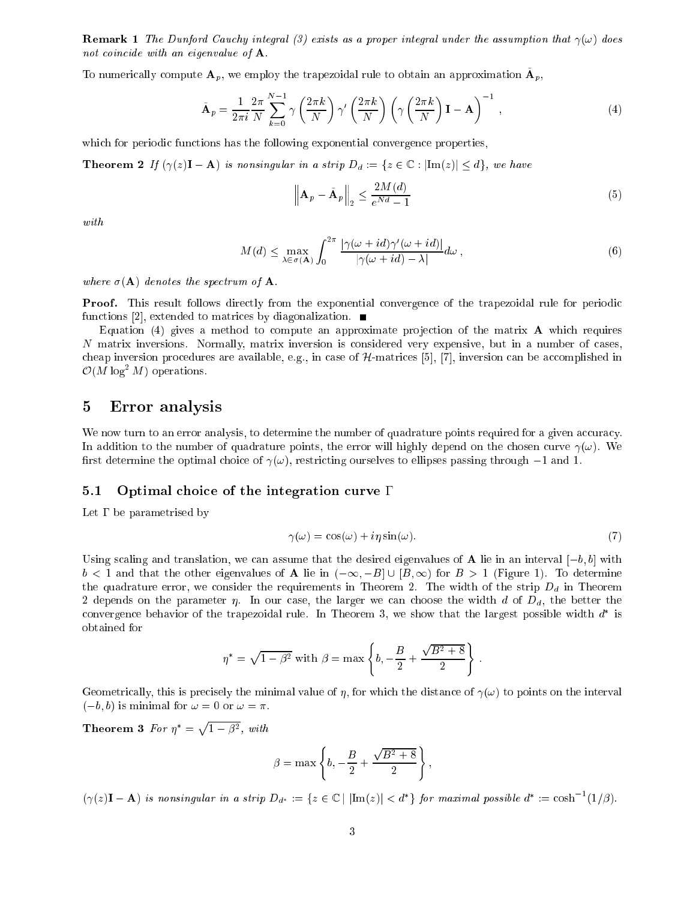**Remark 1** *The Dunford Cauchy integral (3) exists as a proper integral under the assumption that $\gamma(\omega)$ does not coincide with an eigenvalue of $\mathbf{A}$.*

To numerically compute $\mathbf{A}_p$, we employ the trapezoidal rule to obtain an approximation $\bar{\mathbf{A}}_p$,

$$\bar{\mathbf{A}}_p = \frac{1}{2\pi i}\frac{2\pi}{N}\sum_{k=0}^{N-1}\gamma\left(\frac{2\pi k}{N}\right)\gamma'\left(\frac{2\pi k}{N}\right)\left(\gamma\left(\frac{2\pi k}{N}\right)\mathbf{I}-\mathbf{A}\right)^{-1}, \tag{4}$$

which for periodic functions has the following exponential convergence properties,

**Theorem 2** *If $(\gamma(z)\mathbf{I}-\mathbf{A})$ is nonsingular in a strip $D_d := \{z \in \mathbb{C} : |\mathrm{Im}(z)| \leq d\}$, we have*

$$\left\|\mathbf{A}_p - \bar{\mathbf{A}}_p\right\|_2 \leq \frac{2M(d)}{e^{Nd}-1} \tag{5}$$

*with*

$$M(d) \leq \max_{\lambda\in\sigma(\mathbf{A})}\int_0^{2\pi}\frac{|\gamma(\omega+id)\gamma'(\omega+id)|}{|\gamma(\omega+id)-\lambda|}d\omega\,, \tag{6}$$

*where $\sigma(\mathbf{A})$ denotes the spectrum of $\mathbf{A}$.*

**Proof.** This result follows directly from the exponential convergence of the trapezoidal rule for periodic functions [2], extended to matrices by diagonalization. ■

Equation (4) gives a method to compute an approximate projection of the matrix $\mathbf{A}$ which requires $N$ matrix inversions. Normally, matrix inversion is considered very expensive, but in a number of cases, cheap inversion procedures are available, e.g., in case of $\mathcal{H}$-matrices [5], [7], inversion can be accomplished in $\mathcal{O}(M\log^2 M)$ operations.

# 5 Error analysis

We now turn to an error analysis, to determine the number of quadrature points required for a given accuracy. In addition to the number of quadrature points, the error will highly depend on the chosen curve $\gamma(\omega)$. We first determine the optimal choice of $\gamma(\omega)$, restricting ourselves to ellipses passing through $-1$ and $1$.

## 5.1 Optimal choice of the integration curve $\Gamma$

Let $\Gamma$ be parametrised by

$$\gamma(\omega) = \cos(\omega) + i\eta\sin(\omega). \tag{7}$$

Using scaling and translation, we can assume that the desired eigenvalues of $\mathbf{A}$ lie in an interval $[-b, b]$ with $b < 1$ and that the other eigenvalues of $\mathbf{A}$ lie in $(-\infty, -B] \cup [B, \infty)$ for $B > 1$ (Figure 1). To determine the quadrature error, we consider the requirements in Theorem 2. The width of the strip $D_d$ in Theorem 2 depends on the parameter $\eta$. In our case, the larger we can choose the width $d$ of $D_d$, the better the convergence behavior of the trapezoidal rule. In Theorem 3, we show that the largest possible width $d^*$ is obtained for

$$\eta^* = \sqrt{1-\beta^2} \text{ with } \beta = \max\left\{b, -\frac{B}{2} + \frac{\sqrt{B^2+8}}{2}\right\}.$$

Geometrically, this is precisely the minimal value of $\eta$, for which the distance of $\gamma(\omega)$ to points on the interval $(-b, b)$ is minimal for $\omega = 0$ or $\omega = \pi$.

**Theorem 3** *For $\eta^* = \sqrt{1-\beta^2}$, with*

$$\beta = \max\left\{b, -\frac{B}{2} + \frac{\sqrt{B^2+8}}{2}\right\},$$

*$(\gamma(z)\mathbf{I}-\mathbf{A})$ is nonsingular in a strip $D_{d^*} := \{z \in \mathbb{C} \mid |\mathrm{Im}(z)| < d^*\}$ for maximal possible $d^* := \cosh^{-1}(1/\beta)$.*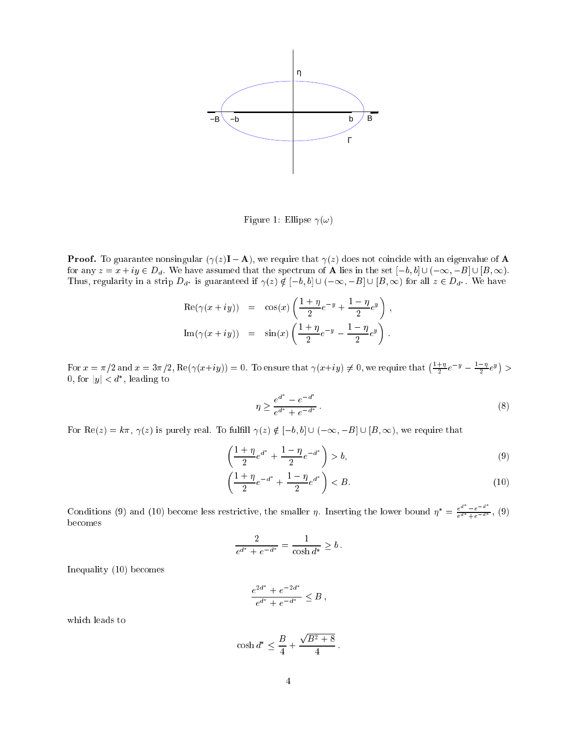Figure 1: Ellipse $\gamma(\omega)$

**Proof.** To guarantee nonsingular $(\gamma(z)\mathbf{I} - \mathbf{A})$, we require that $\gamma(z)$ does not coincide with an eigenvalue of $\mathbf{A}$ for any $z = x + iy \in D_d$. We have assumed that the spectrum of $\mathbf{A}$ lies in the set $[-b, b] \cup (-\infty, -B] \cup [B, \infty)$. Thus, regularity in a strip $D_{d^*}$ is guaranteed if $\gamma(z) \notin [-b, b] \cup (-\infty, -B] \cup [B, \infty)$ for all $z \in D_{d^*}$. We have

$$
\begin{aligned}
\mathrm{Re}(\gamma(x + iy)) &= \cos(x) \left( \frac{1+\eta}{2} e^{-y} + \frac{1-\eta}{2} e^{y} \right) , \\
\mathrm{Im}(\gamma(x + iy)) &= \sin(x) \left( \frac{1+\eta}{2} e^{-y} - \frac{1-\eta}{2} e^{y} \right) .
\end{aligned}
$$

For $x = \pi/2$ and $x = 3\pi/2$, $\mathrm{Re}(\gamma(x+iy)) = 0$. To ensure that $\gamma(x+iy) \neq 0$, we require that $\left(\frac{1+\eta}{2} e^{-y} - \frac{1-\eta}{2} e^{y}\right) > 0$, for $|y| < d^*$, leading to

$$
\eta \geq \frac{e^{d^*} - e^{-d^*}}{e^{d^*} + e^{-d^*}} . \tag{8}
$$

For $\mathrm{Re}(z) = k\pi$, $\gamma(z)$ is purely real. To fulfill $\gamma(z) \notin [-b, b] \cup (-\infty, -B] \cup [B, \infty)$, we require that

$$
\left( \frac{1+\eta}{2} e^{d^*} + \frac{1-\eta}{2} e^{-d^*} \right) > b, \tag{9}
$$

$$
\left( \frac{1+\eta}{2} e^{-d^*} + \frac{1-\eta}{2} e^{d^*} \right) < B. \tag{10}
$$

Conditions (9) and (10) become less restrictive, the smaller $\eta$. Inserting the lower bound $\eta^* = \frac{e^{d^*} - e^{-d^*}}{e^{d^*} + e^{-d^*}}$, (9) becomes

$$
\frac{2}{e^{d^*} + e^{-d^*}} = \frac{1}{\cosh d^*} \geq b \,.
$$

Inequality (10) becomes

$$
\frac{e^{2d^*} + e^{-2d^*}}{e^{d^*} + e^{-d^*}} \leq B \,,
$$

which leads to

$$
\cosh d^* \leq \frac{B}{4} + \frac{\sqrt{B^2 + 8}}{4} \,.
$$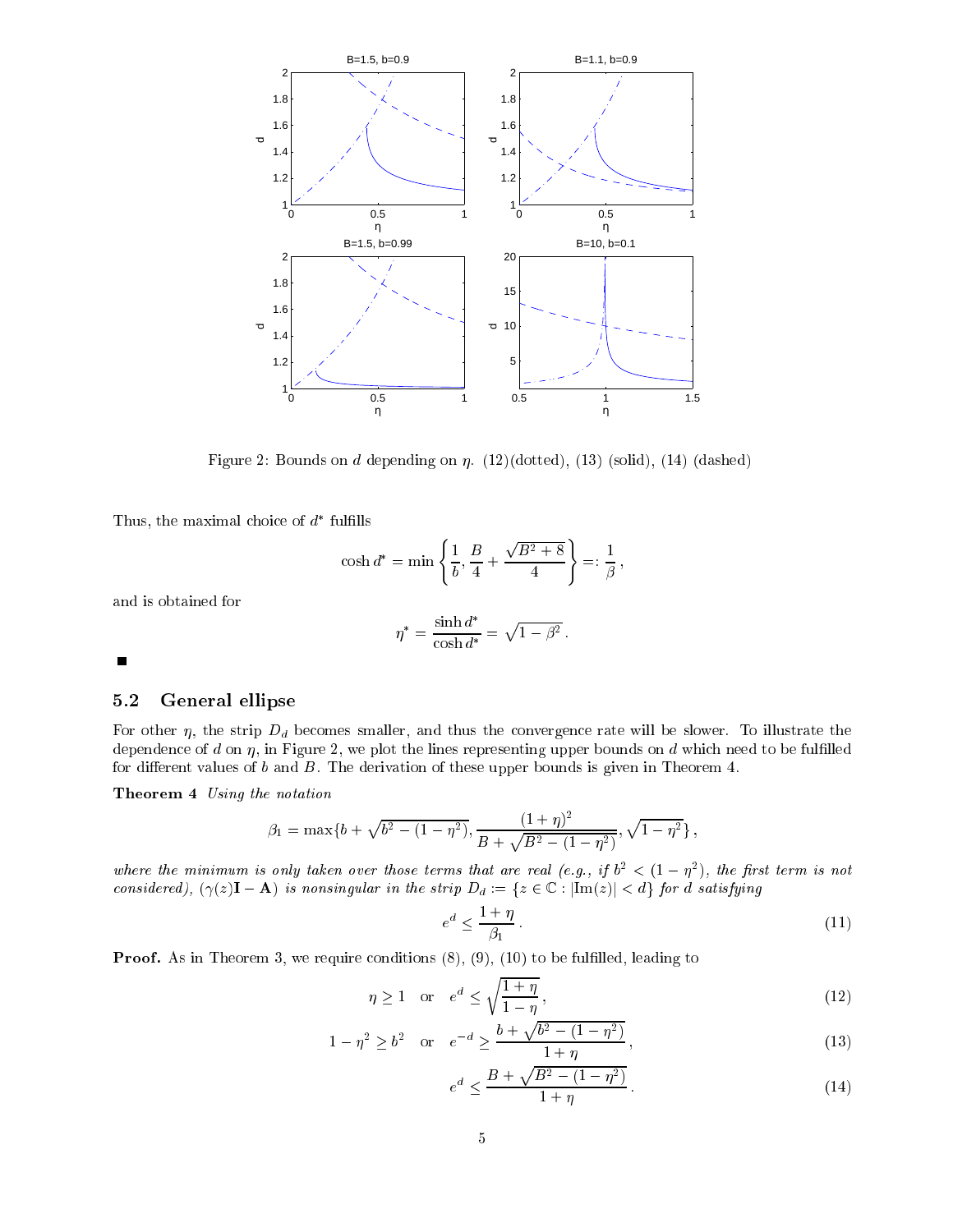Figure 2: Bounds on $d$ depending on $\eta$. (12)(dotted), (13) (solid), (14) (dashed)

Thus, the maximal choice of $d^*$ fulfills

$$\cosh d^* = \min\left\{\frac{1}{b}, \frac{B}{4} + \frac{\sqrt{B^2+8}}{4}\right\} =: \frac{1}{\beta}\,,$$

and is obtained for

$$\eta^* = \frac{\sinh d^*}{\cosh d^*} = \sqrt{1-\beta^2}\,.$$

■

## 5.2 General ellipse

For other $\eta$, the strip $D_d$ becomes smaller, and thus the convergence rate will be slower. To illustrate the dependence of $d$ on $\eta$, in Figure 2, we plot the lines representing upper bounds on $d$ which need to be fulfilled for different values of $b$ and $B$. The derivation of these upper bounds is given in Theorem 4.

**Theorem 4** *Using the notation*

$$\beta_1 = \max\{b + \sqrt{b^2-(1-\eta^2)}, \frac{(1+\eta)^2}{B+\sqrt{B^2-(1-\eta^2)}}, \sqrt{1-\eta^2}\}\,,$$

*where the minimum is only taken over those terms that are real (e.g., if $b^2 < (1-\eta^2)$, the first term is not considered), $(\gamma(z)\mathbf{I}-\mathbf{A})$ is nonsingular in the strip $D_d := \{z \in \mathbb{C} : |\mathrm{Im}(z)| < d\}$ for $d$ satisfying*

$$e^d \le \frac{1+\eta}{\beta_1}\,. \tag{11}$$

**Proof.** As in Theorem 3, we require conditions (8), (9), (10) to be fulfilled, leading to

$$\eta \ge 1 \quad \text{or} \quad e^d \le \sqrt{\frac{1+\eta}{1-\eta}}\,, \tag{12}$$

$$1-\eta^2 \ge b^2 \quad \text{or} \quad e^{-d} \ge \frac{b+\sqrt{b^2-(1-\eta^2)}}{1+\eta}\,, \tag{13}$$

$$e^d \le \frac{B+\sqrt{B^2-(1-\eta^2)}}{1+\eta}\,. \tag{14}$$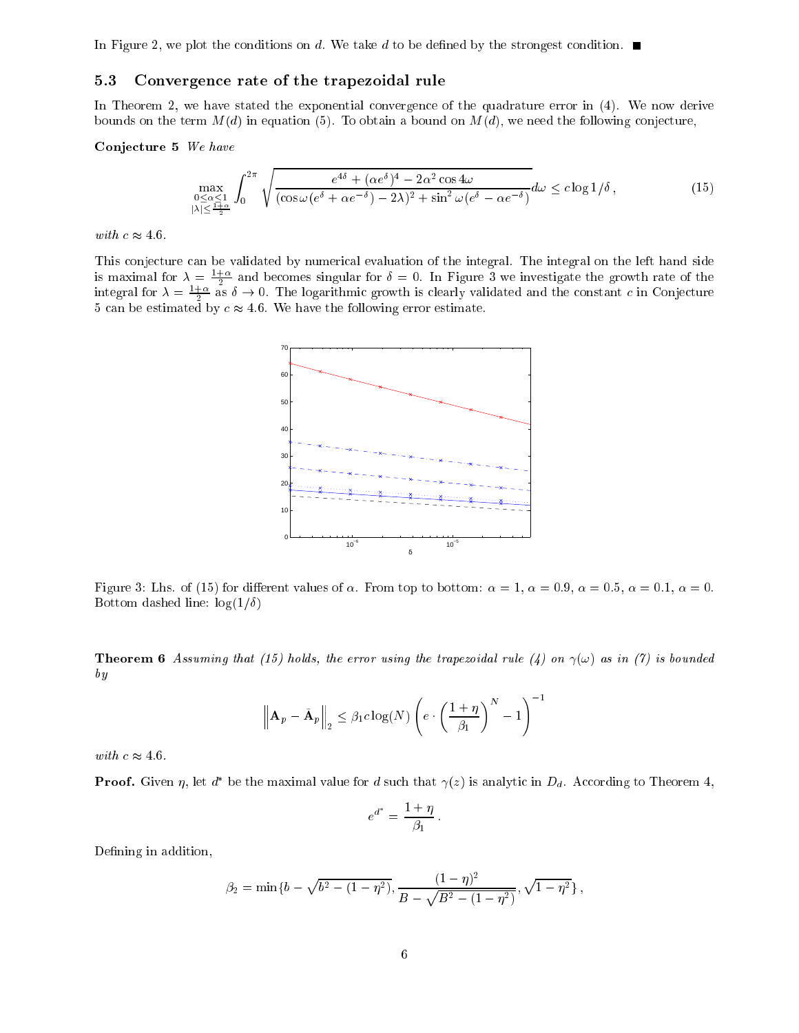In Figure 2, we plot the conditions on $d$. We take $d$ to be defined by the strongest condition. ■

### 5.3 Convergence rate of the trapezoidal rule

In Theorem 2, we have stated the exponential convergence of the quadrature error in (4). We now derive bounds on the term $M(d)$ in equation (5). To obtain a bound on $M(d)$, we need the following conjecture,

**Conjecture 5** *We have*

$$\max_{\substack{0\leq\alpha\leq 1\\ |\lambda|\leq \frac{1+\alpha}{2}}} \int_0^{2\pi} \sqrt{\frac{e^{4\delta}+(\alpha e^{\delta})^4-2\alpha^2\cos 4\omega}{(\cos\omega(e^{\delta}+\alpha e^{-\delta})-2\lambda)^2+\sin^2\omega(e^{\delta}-\alpha e^{-\delta})}}\,d\omega \leq c\log 1/\delta\,, \tag{15}$$

*with $c\approx 4.6$.*

This conjecture can be validated by numerical evaluation of the integral. The integral on the left hand side is maximal for $\lambda=\frac{1+\alpha}{2}$ and becomes singular for $\delta=0$. In Figure 3 we investigate the growth rate of the integral for $\lambda=\frac{1+\alpha}{2}$ as $\delta\to 0$. The logarithmic growth is clearly validated and the constant $c$ in Conjecture 5 can be estimated by $c\approx 4.6$. We have the following error estimate.

Figure 3: Lhs. of (15) for different values of $\alpha$. From top to bottom: $\alpha=1$, $\alpha=0.9$, $\alpha=0.5$, $\alpha=0.1$, $\alpha=0$. Bottom dashed line: $\log(1/\delta)$

**Theorem 6** *Assuming that (15) holds, the error using the trapezoidal rule (4) on $\gamma(\omega)$ as in (7) is bounded by*

$$\left\|\mathbf{A}_p-\bar{\mathbf{A}}_p\right\|_2 \leq \beta_1 c\log(N)\left(e\cdot\left(\frac{1+\eta}{\beta_1}\right)^N-1\right)^{-1}$$

*with $c\approx 4.6$.*

**Proof.** Given $\eta$, let $d^*$ be the maximal value for $d$ such that $\gamma(z)$ is analytic in $D_d$. According to Theorem 4,

$$e^{d^*}=\frac{1+\eta}{\beta_1}\,.$$

Defining in addition,

$$\beta_2=\min\{b-\sqrt{b^2-(1-\eta^2)},\frac{(1-\eta)^2}{B-\sqrt{B^2-(1-\eta^2)}},\sqrt{1-\eta^2}\}\,,$$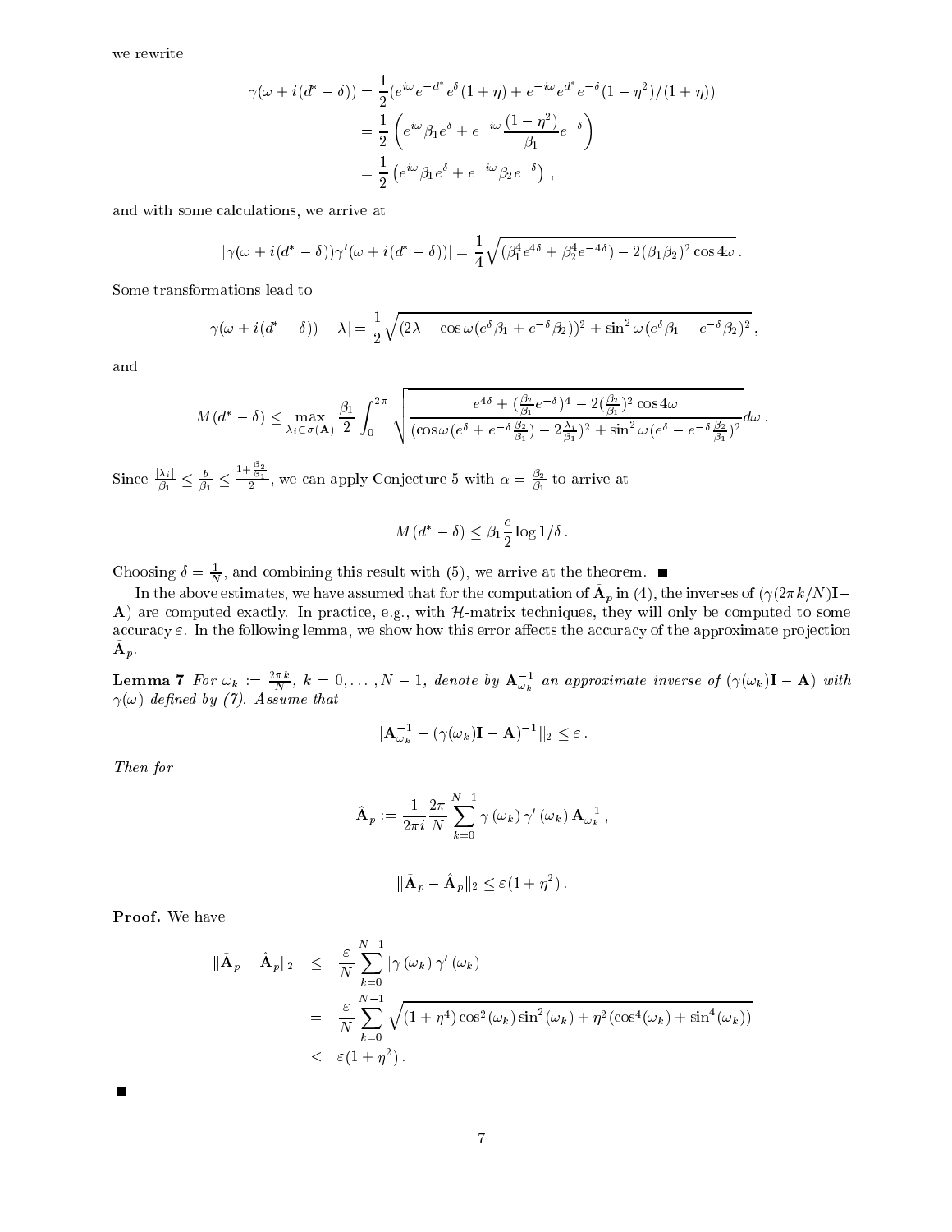we rewrite

$$
\begin{aligned}
\gamma(\omega + i(d^* - \delta)) &= \frac{1}{2}(e^{i\omega} e^{-d^*} e^{\delta}(1+\eta) + e^{-i\omega} e^{d^*} e^{-\delta}(1-\eta^2)/(1+\eta)) \\
&= \frac{1}{2}\left(e^{i\omega}\beta_1 e^{\delta} + e^{-i\omega}\frac{(1-\eta^2)}{\beta_1}e^{-\delta}\right) \\
&= \frac{1}{2}\left(e^{i\omega}\beta_1 e^{\delta} + e^{-i\omega}\beta_2 e^{-\delta}\right) ,
\end{aligned}
$$

and with some calculations, we arrive at

$$
|\gamma(\omega + i(d^* - \delta))\gamma'(\omega + i(d^* - \delta))| = \frac{1}{4}\sqrt{(\beta_1^4 e^{4\delta} + \beta_2^4 e^{-4\delta}) - 2(\beta_1\beta_2)^2 \cos 4\omega} \,.
$$

Some transformations lead to

$$
|\gamma(\omega + i(d^* - \delta)) - \lambda| = \frac{1}{2}\sqrt{(2\lambda - \cos\omega(e^{\delta}\beta_1 + e^{-\delta}\beta_2))^2 + \sin^2\omega(e^{\delta}\beta_1 - e^{-\delta}\beta_2)^2} \,,
$$

and

$$
M(d^* - \delta) \leq \max_{\lambda_i \in \sigma(\mathbf{A})} \frac{\beta_1}{2}\int_0^{2\pi}\sqrt{\frac{e^{4\delta} + (\frac{\beta_2}{\beta_1}e^{-\delta})^4 - 2(\frac{\beta_2}{\beta_1})^2\cos 4\omega}{(\cos\omega(e^{\delta} + e^{-\delta}\frac{\beta_2}{\beta_1}) - 2\frac{\lambda_i}{\beta_1})^2 + \sin^2\omega(e^{\delta} - e^{-\delta}\frac{\beta_2}{\beta_1})^2}}\,d\omega \,.
$$

Since $\frac{|\lambda_i|}{\beta_1} \leq \frac{b}{\beta_1} \leq \frac{1+\frac{\beta_2}{\beta_1}}{2}$, we can apply Conjecture 5 with $\alpha = \frac{\beta_2}{\beta_1}$ to arrive at

$$
M(d^* - \delta) \leq \beta_1 \frac{c}{2}\log 1/\delta \,.
$$

Choosing $\delta = \frac{1}{N}$, and combining this result with (5), we arrive at the theorem. ∎

In the above estimates, we have assumed that for the computation of $\tilde{\mathbf{A}}_p$ in (4), the inverses of $(\gamma(2\pi k/N)\mathbf{I} - \mathbf{A})$ are computed exactly. In practice, e.g., with $\mathcal{H}$-matrix techniques, they will only be computed to some accuracy $\varepsilon$. In the following lemma, we show how this error affects the accuracy of the approximate projection $\tilde{\mathbf{A}}_p$.

**Lemma 7** *For $\omega_k := \frac{2\pi k}{N}$, $k = 0, \ldots, N-1$, denote by $\mathbf{A}_{\omega_k}^{-1}$ an approximate inverse of $(\gamma(\omega_k)\mathbf{I} - \mathbf{A})$ with $\gamma(\omega)$ defined by (7). Assume that*

$$
\|\mathbf{A}_{\omega_k}^{-1} - (\gamma(\omega_k)\mathbf{I} - \mathbf{A})^{-1}\|_2 \leq \varepsilon \,.
$$

*Then for*

$$
\hat{\mathbf{A}}_p := \frac{1}{2\pi i}\frac{2\pi}{N}\sum_{k=0}^{N-1}\gamma(\omega_k)\gamma'(\omega_k)\mathbf{A}_{\omega_k}^{-1} \,,
$$

$$
\|\tilde{\mathbf{A}}_p - \hat{\mathbf{A}}_p\|_2 \leq \varepsilon(1+\eta^2) \,.
$$

**Proof.** We have

$$
\begin{aligned}
\|\tilde{\mathbf{A}}_p - \hat{\mathbf{A}}_p\|_2 &\leq \frac{\varepsilon}{N}\sum_{k=0}^{N-1}|\gamma(\omega_k)\gamma'(\omega_k)| \\
&= \frac{\varepsilon}{N}\sum_{k=0}^{N-1}\sqrt{(1+\eta^4)\cos^2(\omega_k)\sin^2(\omega_k) + \eta^2(\cos^4(\omega_k) + \sin^4(\omega_k))} \\
&\leq \varepsilon(1+\eta^2) \,.
\end{aligned}
$$

∎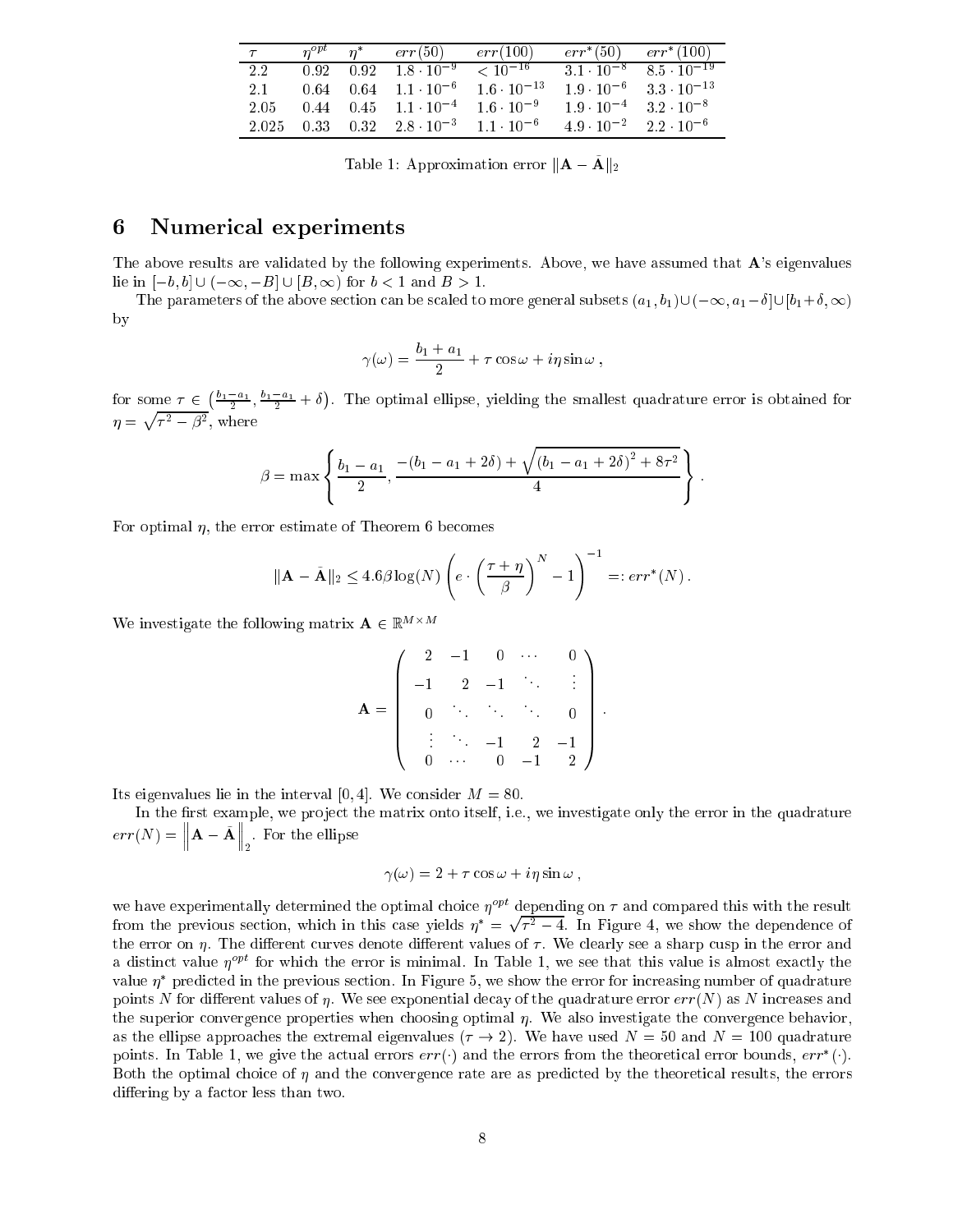| $\tau$ | $\eta^{opt}$ | $\eta^*$ | $err(50)$ | $err(100)$ | $err^*(50)$ | $err^*(100)$ |
|---|---|---|---|---|---|---|
| 2.2 | 0.92 | 0.92 | $1.8 \cdot 10^{-9}$ | $< 10^{-16}$ | $3.1 \cdot 10^{-8}$ | $8.5 \cdot 10^{-19}$ |
| 2.1 | 0.64 | 0.64 | $1.1 \cdot 10^{-6}$ | $1.6 \cdot 10^{-13}$ | $1.9 \cdot 10^{-6}$ | $3.3 \cdot 10^{-13}$ |
| 2.05 | 0.44 | 0.45 | $1.1 \cdot 10^{-4}$ | $1.6 \cdot 10^{-9}$ | $1.9 \cdot 10^{-4}$ | $3.2 \cdot 10^{-8}$ |
| 2.025 | 0.33 | 0.32 | $2.8 \cdot 10^{-3}$ | $1.1 \cdot 10^{-6}$ | $4.9 \cdot 10^{-2}$ | $2.2 \cdot 10^{-6}$ |

Table 1: Approximation error $\|\mathbf{A} - \bar{\mathbf{A}}\|_2$

## 6 Numerical experiments

The above results are validated by the following experiments. Above, we have assumed that $\mathbf{A}$'s eigenvalues lie in $[-b, b] \cup (-\infty, -B] \cup [B, \infty)$ for $b < 1$ and $B > 1$.

The parameters of the above section can be scaled to more general subsets $(a_1, b_1) \cup (-\infty, a_1 - \delta] \cup [b_1 + \delta, \infty)$ by

$$\gamma(\omega) = \frac{b_1 + a_1}{2} + \tau \cos\omega + i\eta \sin\omega \, ,$$

for some $\tau \in \left(\frac{b_1 - a_1}{2}, \frac{b_1 - a_1}{2} + \delta\right)$. The optimal ellipse, yielding the smallest quadrature error is obtained for $\eta = \sqrt{\tau^2 - \beta^2}$, where

$$\beta = \max\left\{ \frac{b_1 - a_1}{2}, \frac{-(b_1 - a_1 + 2\delta) + \sqrt{(b_1 - a_1 + 2\delta)^2 + 8\tau^2}}{4} \right\} .$$

For optimal $\eta$, the error estimate of Theorem 6 becomes

$$\|\mathbf{A} - \bar{\mathbf{A}}\|_2 \leq 4.6\beta \log(N) \left( e \cdot \left(\frac{\tau + \eta}{\beta}\right)^N - 1 \right)^{-1} =: err^*(N) \, .$$

We investigate the following matrix $\mathbf{A} \in \mathbb{R}^{M \times M}$

$$\mathbf{A} = \begin{pmatrix} 2 & -1 & 0 & \cdots & 0 \\ -1 & 2 & -1 & \ddots & \vdots \\ 0 & \ddots & \ddots & \ddots & 0 \\ \vdots & \ddots & -1 & 2 & -1 \\ 0 & \cdots & 0 & -1 & 2 \end{pmatrix} .$$

Its eigenvalues lie in the interval $[0, 4]$. We consider $M = 80$.

In the first example, we project the matrix onto itself, i.e., we investigate only the error in the quadrature $err(N) = \left\| \mathbf{A} - \bar{\mathbf{A}} \right\|_2$. For the ellipse

$$\gamma(\omega) = 2 + \tau \cos\omega + i\eta \sin\omega \, ,$$

we have experimentally determined the optimal choice $\eta^{opt}$ depending on $\tau$ and compared this with the result from the previous section, which in this case yields $\eta^* = \sqrt{\tau^2 - 4}$. In Figure 4, we show the dependence of the error on $\eta$. The different curves denote different values of $\tau$. We clearly see a sharp cusp in the error and a distinct value $\eta^{opt}$ for which the error is minimal. In Table 1, we see that this value is almost exactly the value $\eta^*$ predicted in the previous section. In Figure 5, we show the error for increasing number of quadrature points $N$ for different values of $\eta$. We see exponential decay of the quadrature error $err(N)$ as $N$ increases and the superior convergence properties when choosing optimal $\eta$. We also investigate the convergence behavior, as the ellipse approaches the extremal eigenvalues ($\tau \to 2$). We have used $N = 50$ and $N = 100$ quadrature points. In Table 1, we give the actual errors $err(\cdot)$ and the errors from the theoretical error bounds, $err^*(\cdot)$. Both the optimal choice of $\eta$ and the convergence rate are as predicted by the theoretical results, the errors differing by a factor less than two.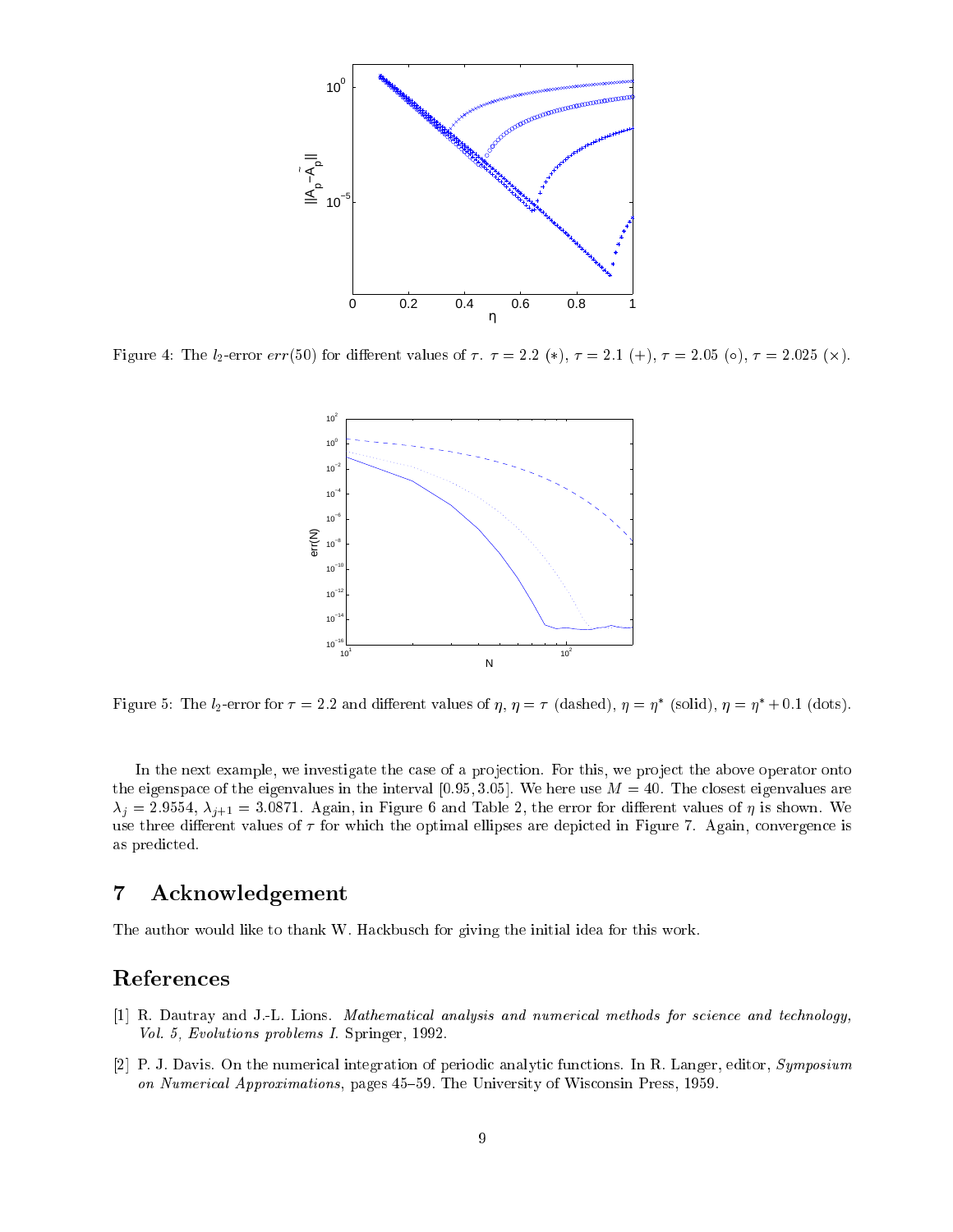Figure 4: The $l_2$-error $err(50)$ for different values of $\tau$. $\tau = 2.2$ ($*$), $\tau = 2.1$ ($+$), $\tau = 2.05$ ($\circ$), $\tau = 2.025$ ($\times$).

Figure 5: The $l_2$-error for $\tau = 2.2$ and different values of $\eta$, $\eta = \tau$ (dashed), $\eta = \eta^*$ (solid), $\eta = \eta^* + 0.1$ (dots).

In the next example, we investigate the case of a projection. For this, we project the above operator onto the eigenspace of the eigenvalues in the interval $[0.95, 3.05]$. We here use $M = 40$. The closest eigenvalues are $\lambda_j = 2.9554$, $\lambda_{j+1} = 3.0871$. Again, in Figure 6 and Table 2, the error for different values of $\eta$ is shown. We use three different values of $\tau$ for which the optimal ellipses are depicted in Figure 7. Again, convergence is as predicted.

## 7 Acknowledgement

The author would like to thank W. Hackbusch for giving the initial idea for this work.

## References

[1] R. Dautray and J.-L. Lions. *Mathematical analysis and numerical methods for science and technology, Vol. 5, Evolutions problems I.* Springer, 1992.

[2] P. J. Davis. On the numerical integration of periodic analytic functions. In R. Langer, editor, *Symposium on Numerical Approximations*, pages 45–59. The University of Wisconsin Press, 1959.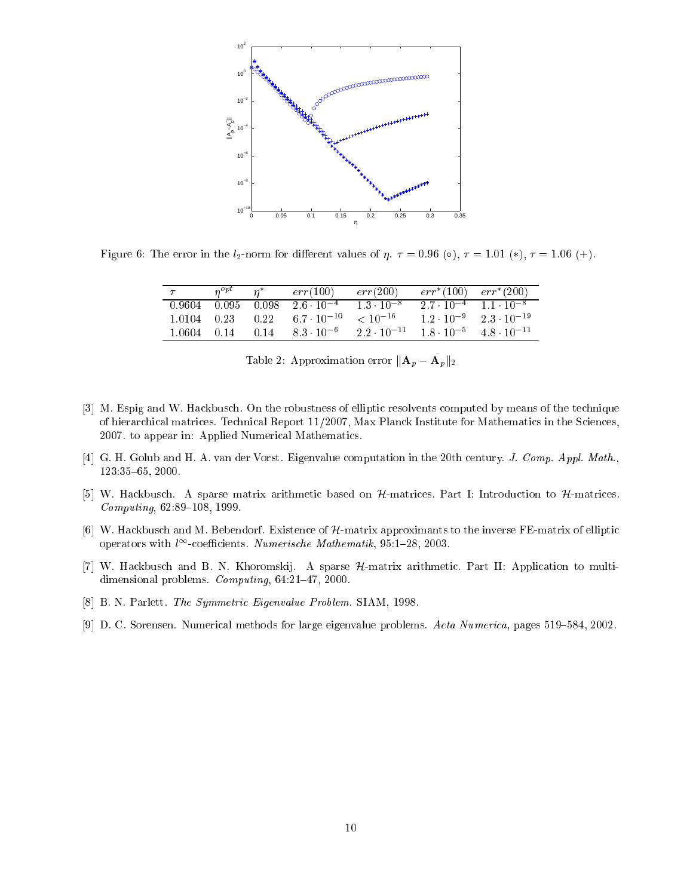Figure 6: The error in the $l_2$-norm for different values of $\eta$. $\tau = 0.96$ ($\circ$), $\tau = 1.01$ ($*$), $\tau = 1.06$ ($+$).

| $\tau$ | $\eta^{opt}$ | $\eta^*$ | $err(100)$ | $err(200)$ | $err^*(100)$ | $err^*(200)$ |
|---|---|---|---|---|---|---|
| 0.9604 | 0.095 | 0.098 | $2.6 \cdot 10^{-4}$ | $1.3 \cdot 10^{-8}$ | $2.7 \cdot 10^{-4}$ | $1.1 \cdot 10^{-8}$ |
| 1.0104 | 0.23 | 0.22 | $6.7 \cdot 10^{-10}$ | $< 10^{-16}$ | $1.2 \cdot 10^{-9}$ | $2.3 \cdot 10^{-19}$ |
| 1.0604 | 0.14 | 0.14 | $8.3 \cdot 10^{-6}$ | $2.2 \cdot 10^{-11}$ | $1.8 \cdot 10^{-5}$ | $4.8 \cdot 10^{-11}$ |

Table 2: Approximation error $\|\mathbf{A}_p - \bar{\mathbf{A}}_p\|_2$

[3] M. Espig and W. Hackbusch. On the robustness of elliptic resolvents computed by means of the technique of hierarchical matrices. Technical Report 11/2007, Max Planck Institute for Mathematics in the Sciences, 2007. to appear in: Applied Numerical Mathematics.

[4] G. H. Golub and H. A. van der Vorst. Eigenvalue computation in the 20th century. *J. Comp. Appl. Math.*, 123:35–65, 2000.

[5] W. Hackbusch. A sparse matrix arithmetic based on $\mathcal{H}$-matrices. Part I: Introduction to $\mathcal{H}$-matrices. *Computing*, 62:89–108, 1999.

[6] W. Hackbusch and M. Bebendorf. Existence of $\mathcal{H}$-matrix approximants to the inverse FE-matrix of elliptic operators with $l^\infty$-coefficients. *Numerische Mathematik*, 95:1–28, 2003.

[7] W. Hackbusch and B. N. Khoromskij. A sparse $\mathcal{H}$-matrix arithmetic. Part II: Application to multi-dimensional problems. *Computing*, 64:21–47, 2000.

[8] B. N. Parlett. *The Symmetric Eigenvalue Problem.* SIAM, 1998.

[9] D. C. Sorensen. Numerical methods for large eigenvalue problems. *Acta Numerica*, pages 519–584, 2002.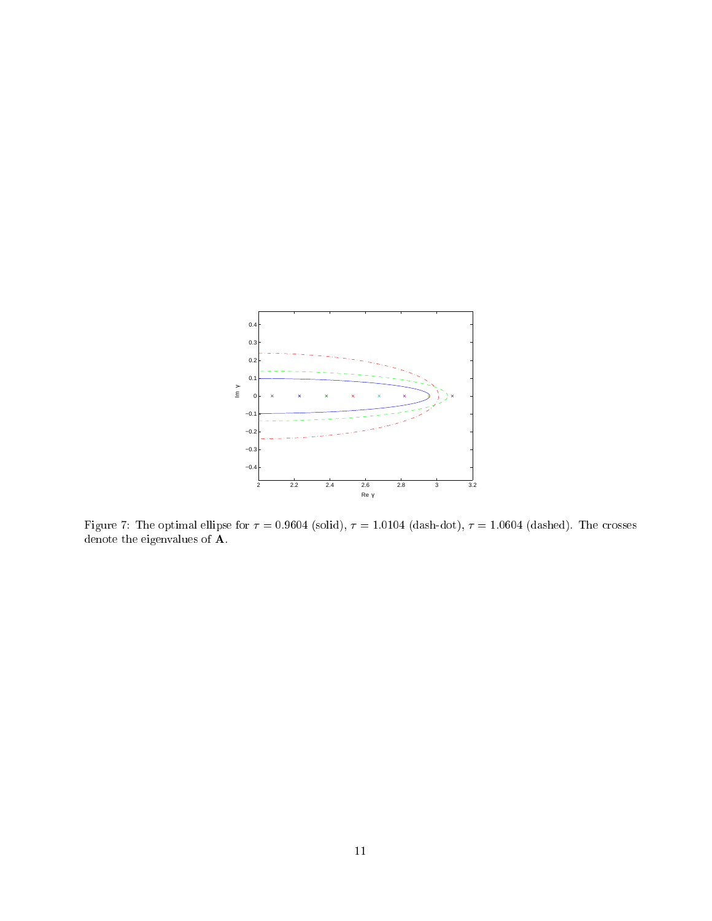Im γ

0.4
0.3
0.2
0.1
0
−0.1
−0.2
−0.3
−0.4

2
2.2
2.4
2.6
2.8
3
3.2

Re γ

Figure 7: The optimal ellipse for $\tau = 0.9604$ (solid), $\tau = 1.0104$ (dash-dot), $\tau = 1.0604$ (dashed). The crosses denote the eigenvalues of $\mathbf{A}$.